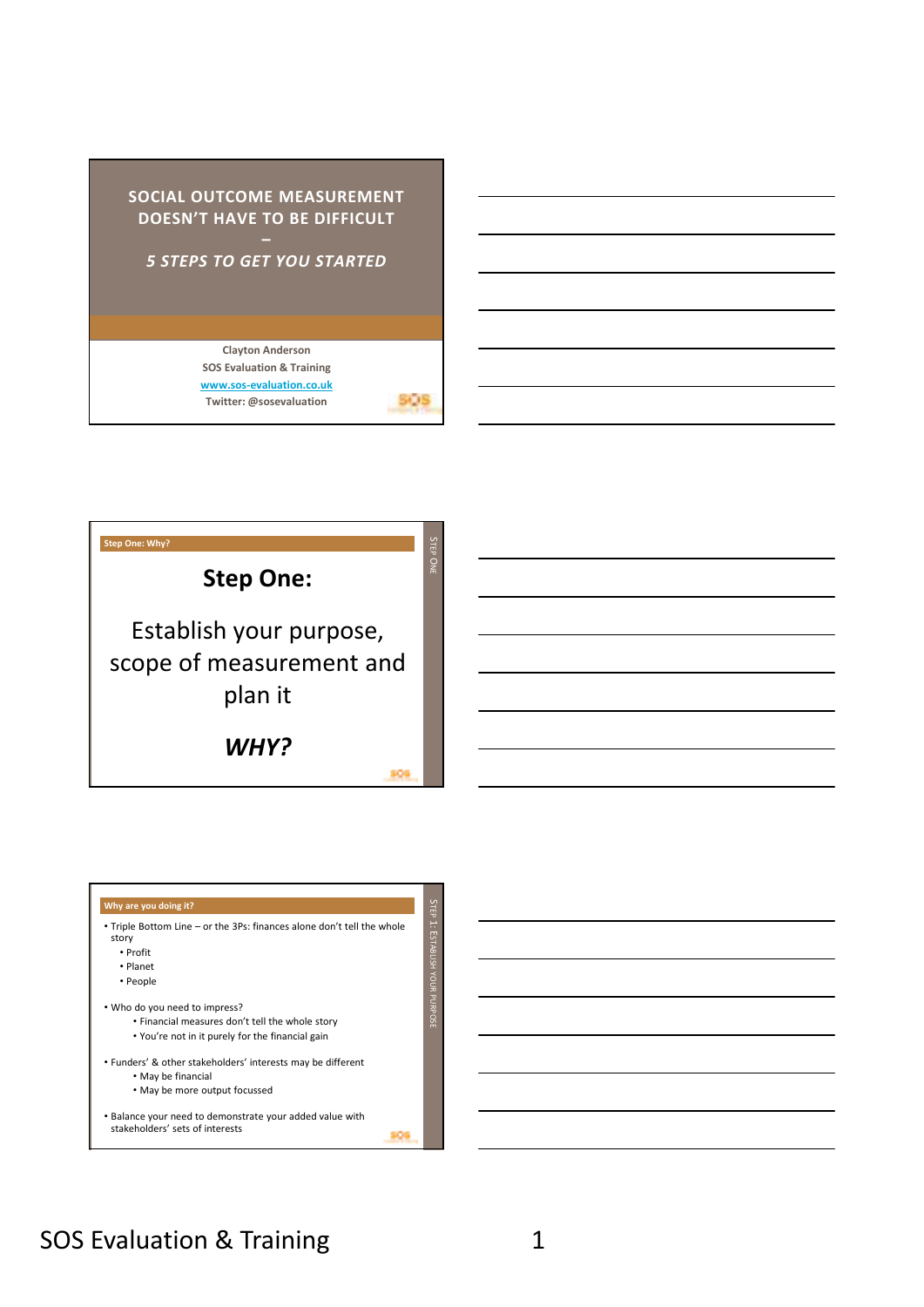# SOCIAL OUTCOME MEASUREMENT DOESN'T HAVE TO BE DIFFICULT

–

*5 STEPS TO GET YOU STARTED*

Clayton Anderson
SOS Evaluation & Training
www.sos-evaluation.co.uk
Twitter: @sosevaluation

---

**Step One: Why?**

STEP ONE

## Step One:

Establish your purpose, scope of measurement and plan it

***WHY?***

---

**Why are you doing it?**

STEP 1: ESTABLISH YOUR PURPOSE

- Triple Bottom Line – or the 3Ps: finances alone don't tell the whole story
  - Profit
  - Planet
  - People
- Who do you need to impress?
  - Financial measures don't tell the whole story
  - You're not in it purely for the financial gain
- Funders' & other stakeholders' interests may be different
  - May be financial
  - May be more output focussed
- Balance your need to demonstrate your added value with stakeholders' sets of interests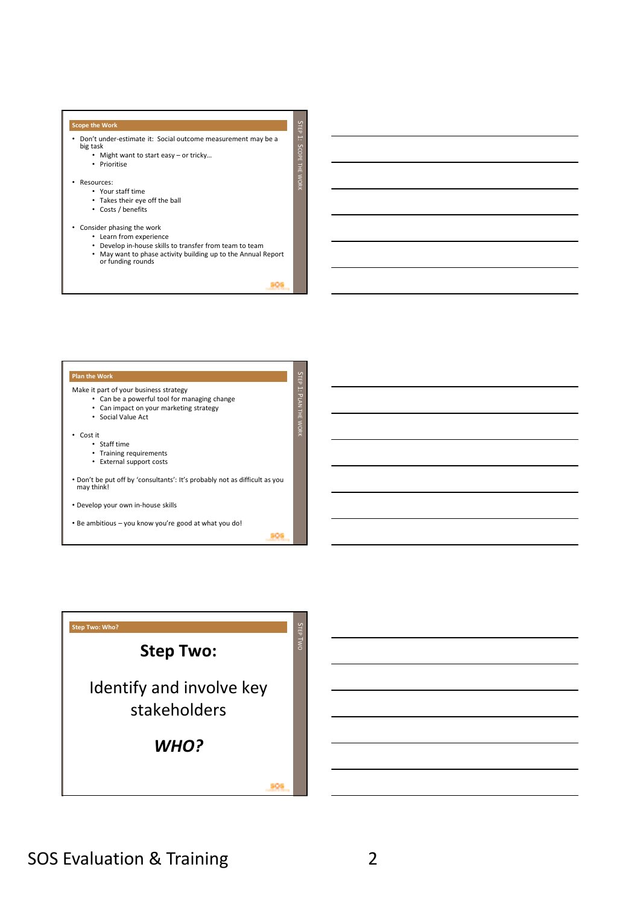## Scope the Work

- Don't under-estimate it: Social outcome measurement may be a big task
  - Might want to start easy – or tricky…
  - Prioritise
- Resources:
  - Your staff time
  - Takes their eye off the ball
  - Costs / benefits
- Consider phasing the work
  - Learn from experience
  - Develop in-house skills to transfer from team to team
  - May want to phase activity building up to the Annual Report or funding rounds

STEP 1: SCOPE THE WORK

## Plan the Work

Make it part of your business strategy
- Can be a powerful tool for managing change
- Can impact on your marketing strategy
- Social Value Act

- Cost it
  - Staff time
  - Training requirements
  - External support costs

- Don't be put off by 'consultants': It's probably not as difficult as you may think!
- Develop your own in-house skills
- Be ambitious – you know you're good at what you do!

STEP 1: PLAN THE WORK

## Step Two: Who?

# Step Two:

Identify and involve key stakeholders

***WHO?***

STEP TWO

SOS Evaluation & Training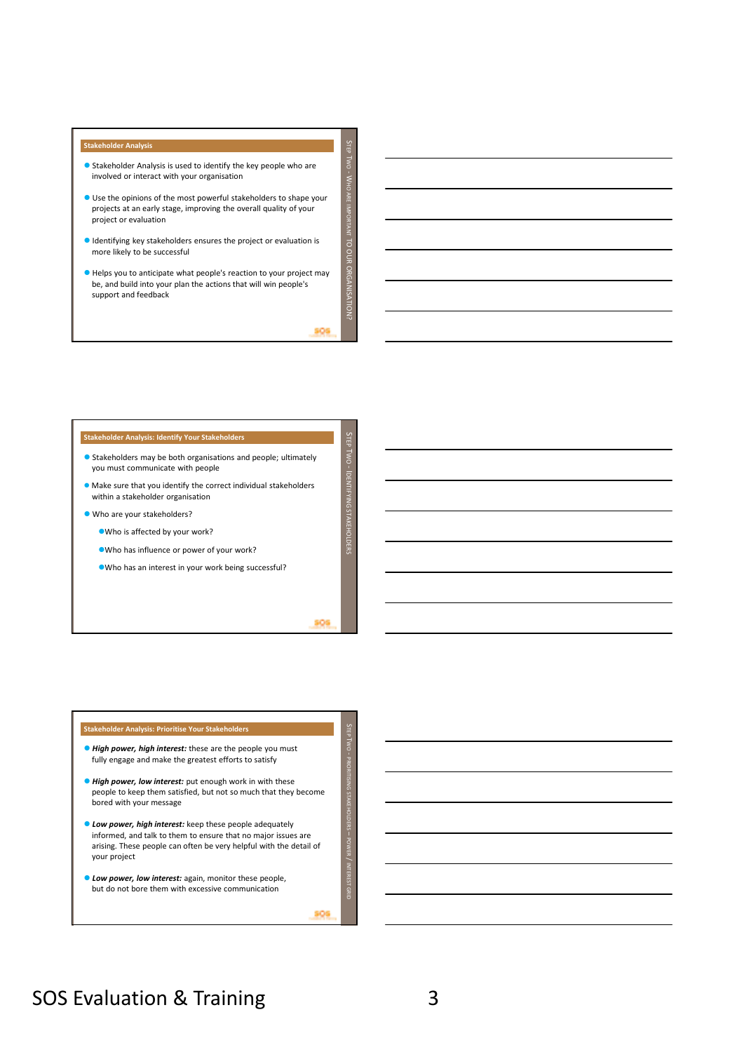## Stakeholder Analysis

- Stakeholder Analysis is used to identify the key people who are involved or interact with your organisation
- Use the opinions of the most powerful stakeholders to shape your projects at an early stage, improving the overall quality of your project or evaluation
- Identifying key stakeholders ensures the project or evaluation is more likely to be successful
- Helps you to anticipate what people's reaction to your project may be, and build into your plan the actions that will win people's support and feedback

STEP TWO - WHO ARE IMPORTANT TO OUR ORGANISATION?

## Stakeholder Analysis: Identify Your Stakeholders

- Stakeholders may be both organisations and people; ultimately you must communicate with people
- Make sure that you identify the correct individual stakeholders within a stakeholder organisation
- Who are your stakeholders?
  - Who is affected by your work?
  - Who has influence or power of your work?
  - Who has an interest in your work being successful?

STEP TWO - IDENTIFYING STAKEHOLDERS

## Stakeholder Analysis: Prioritise Your Stakeholders

- ***High power, high interest:*** these are the people you must fully engage and make the greatest efforts to satisfy
- ***High power, low interest:*** put enough work in with these people to keep them satisfied, but not so much that they become bored with your message
- ***Low power, high interest:*** keep these people adequately informed, and talk to them to ensure that no major issues are arising. These people can often be very helpful with the detail of your project
- ***Low power, low interest:*** again, monitor these people, but do not bore them with excessive communication

STEP TWO - PRIORITISING STAKEHOLDERS – POWER / INTEREST GRID

SOS Evaluation & Training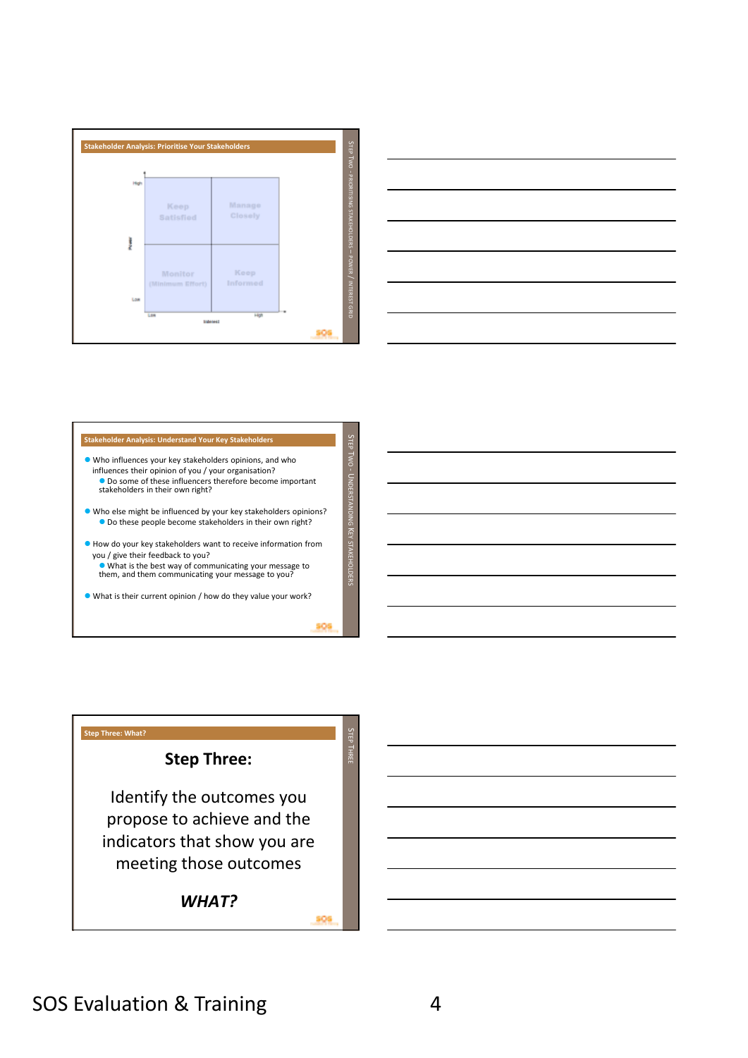## Stakeholder Analysis: Prioritise Your Stakeholders

*Step Two - Prioritising Stakeholders – Power / Interest Grid*

| Power | Low Interest | High Interest |
|---|---|---|
| High | Keep Satisfied | Manage Closely |
| Low | Monitor (Minimum Effort) | Keep Informed |

## Stakeholder Analysis: Understand Your Key Stakeholders

*Step Two - Understanding Key Stakeholders*

- Who influences your key stakeholders opinions, and who influences their opinion of you / your organisation?
  - Do some of these influencers therefore become important stakeholders in their own right?
- Who else might be influenced by your key stakeholders opinions?
  - Do these people become stakeholders in their own right?
- How do your key stakeholders want to receive information from you / give their feedback to you?
  - What is the best way of communicating your message to them, and them communicating your message to you?
- What is their current opinion / how do they value your work?

## Step Three: What?

*Step Three*

**Step Three:**

Identify the outcomes you propose to achieve and the indicators that show you are meeting those outcomes

***WHAT?***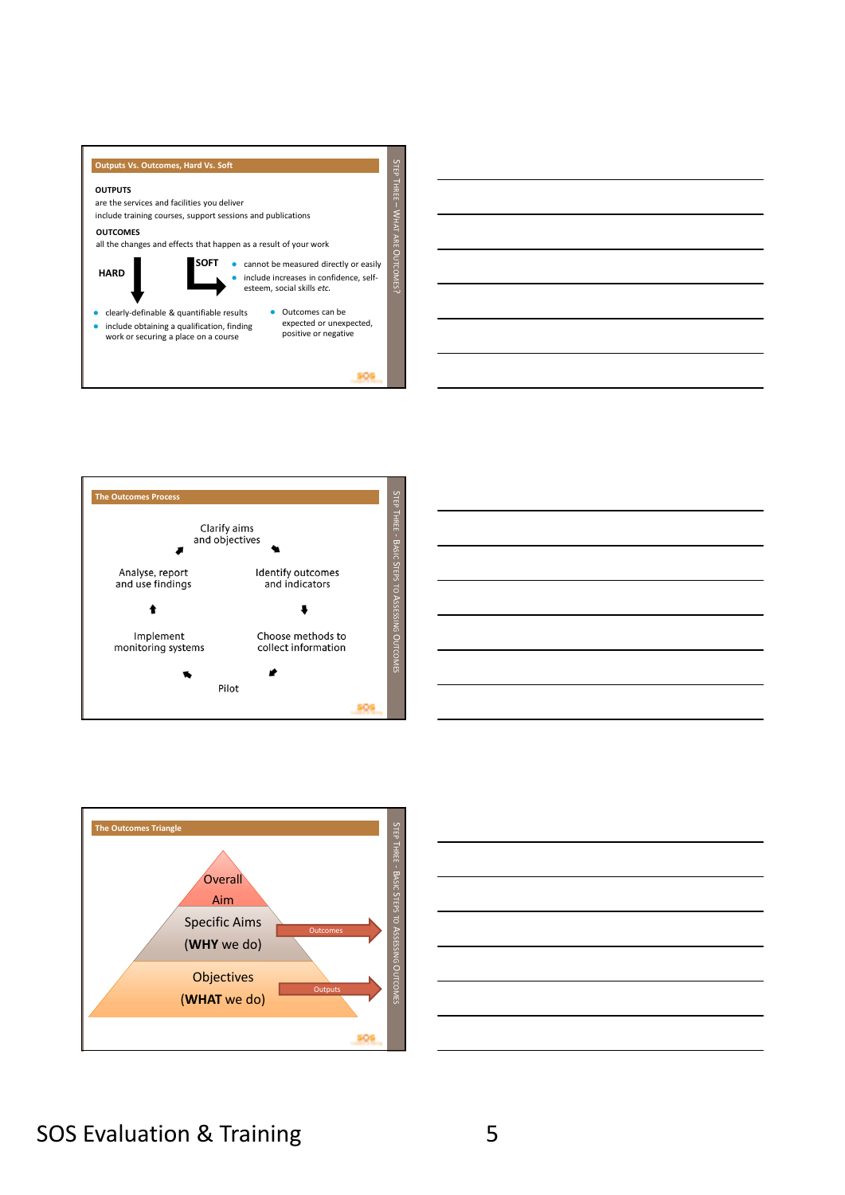## Outputs Vs. Outcomes, Hard Vs. Soft

STEP THREE – WHAT ARE OUTCOMES?

**OUTPUTS**

are the services and facilities you deliver

include training courses, support sessions and publications

**OUTCOMES**

all the changes and effects that happen as a result of your work

**HARD**

- clearly-definable & quantifiable results
- include obtaining a qualification, finding work or securing a place on a course

**SOFT**

- cannot be measured directly or easily
- include increases in confidence, self-esteem, social skills *etc.*

- Outcomes can be expected or unexpected, positive or negative

## The Outcomes Process

STEP THREE - BASIC STEPS TO ASSESSING OUTCOMES

Clarify aims and objectives → Identify outcomes and indicators → Choose methods to collect information → Pilot → Implement monitoring systems → Analyse, report and use findings → Clarify aims and objectives

## The Outcomes Triangle

STEP THREE - BASIC STEPS TO ASSESSING OUTCOMES

Overall Aim

Specific Aims (**WHY** we do) → Outcomes

Objectives (**WHAT** we do) → Outputs

SOS Evaluation & Training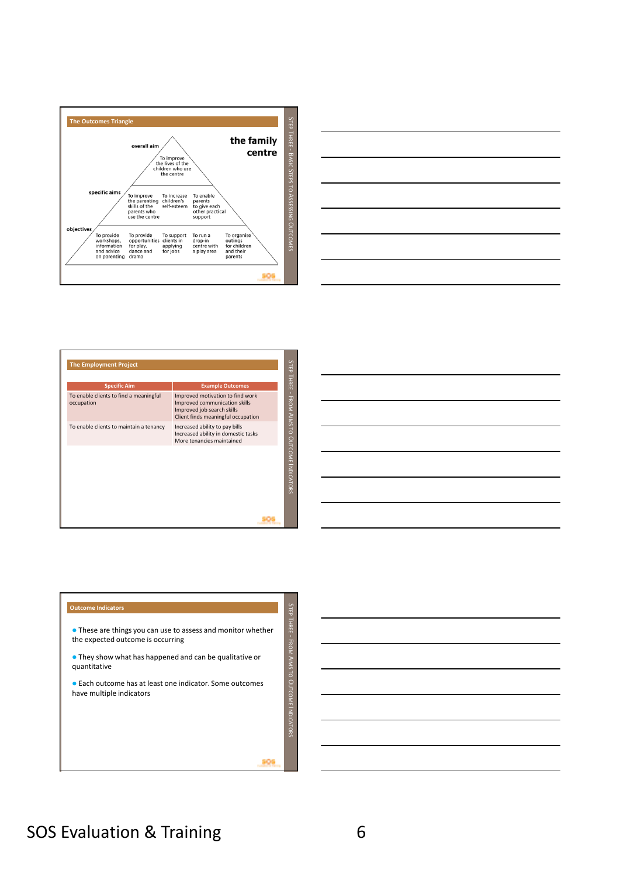## The Outcomes Triangle

STEP THREE - BASIC STEPS TO ASSESSING OUTCOMES

**the family centre**

**overall aim**

To improve the lives of the children who use the centre

**specific aims**

- To improve the parenting skills of the parents who use the centre
- To increase children's self-esteem
- To enable parents to give each other practical support

**objectives**

- To provide workshops, information and advice on parenting
- To provide opportunities for play, dance and drama
- To support clients in applying for jobs
- To run a drop-in centre with a play area
- To organise outings for children and their parents

## The Employment Project

STEP THREE - FROM AIMS TO OUTCOME INDICATORS

| Specific Aim | Example Outcomes |
| --- | --- |
| To enable clients to find a meaningful occupation | Improved motivation to find work<br>Improved communication skills<br>Improved job search skills<br>Client finds meaningful occupation |
| To enable clients to maintain a tenancy | Increased ability to pay bills<br>Increased ability in domestic tasks<br>More tenancies maintained |

## Outcome Indicators

STEP THREE - FROM AIMS TO OUTCOME INDICATORS

- These are things you can use to assess and monitor whether the expected outcome is occurring
- They show what has happened and can be qualitative or quantitative
- Each outcome has at least one indicator. Some outcomes have multiple indicators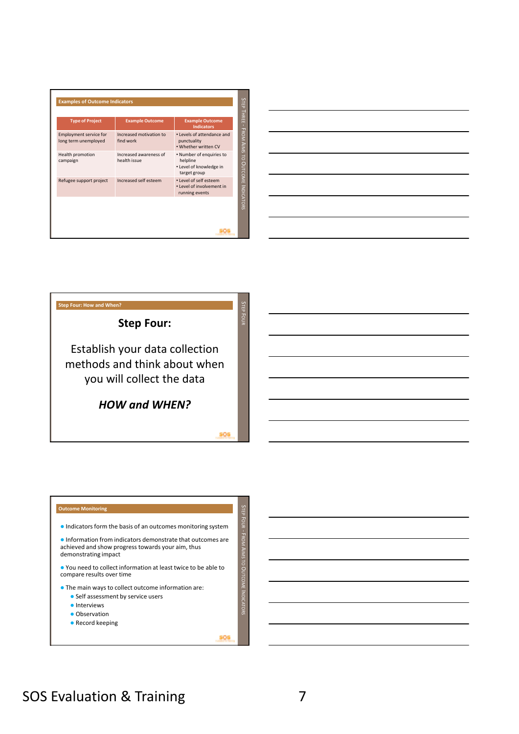## Examples of Outcome Indicators

| Type of Project | Example Outcome | Example Outcome Indicators |
|---|---|---|
| Employment service for long term unemployed | Increased motivation to find work | • Levels of attendance and punctuality<br>• Whether written CV |
| Health promotion campaign | Increased awareness of health issue | • Number of enquiries to helpline<br>• Level of knowledge in target group |
| Refugee support project | Increased self esteem | • Level of self esteem<br>• Level of involvement in running events |

STEP THREE - FROM AIMS TO OUTCOME INDICATORS

## Step Four: How and When?

**Step Four:**

Establish your data collection methods and think about when you will collect the data

***HOW and WHEN?***

STEP FOUR

## Outcome Monitoring

- Indicators form the basis of an outcomes monitoring system
- Information from indicators demonstrate that outcomes are achieved and show progress towards your aim, thus demonstrating impact
- You need to collect information at least twice to be able to compare results over time
- The main ways to collect outcome information are:
  - Self assessment by service users
  - Interviews
  - Observation
  - Record keeping

STEP FOUR - FROM AIMS TO OUTCOME INDICATORS

SOS Evaluation & Training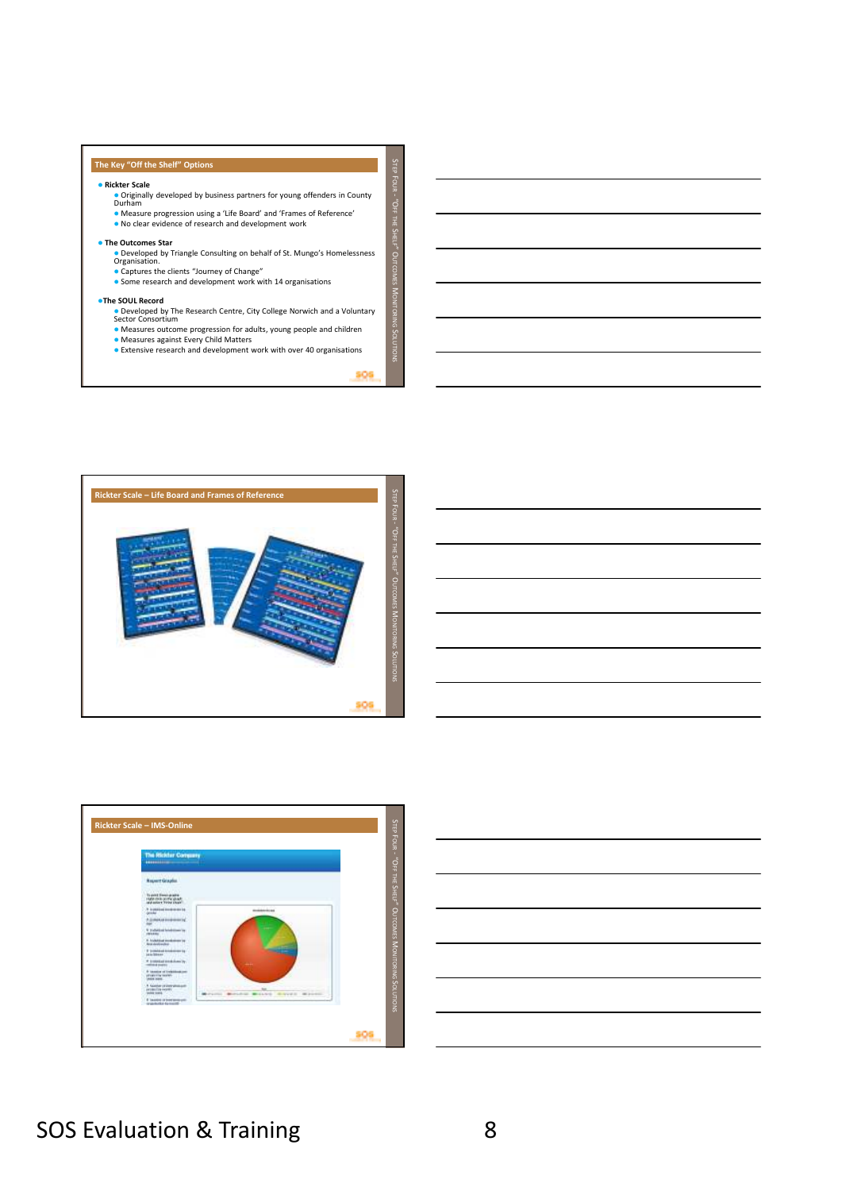## The Key "Off the Shelf" Options

- **Rickter Scale**
  - Originally developed by business partners for young offenders in County Durham
  - Measure progression using a 'Life Board' and 'Frames of Reference'
  - No clear evidence of research and development work
- **The Outcomes Star**
  - Developed by Triangle Consulting on behalf of St. Mungo's Homelessness Organisation.
  - Captures the clients "Journey of Change"
  - Some research and development work with 14 organisations
- **The SOUL Record**
  - Developed by The Research Centre, City College Norwich and a Voluntary Sector Consortium
  - Measures outcome progression for adults, young people and children
  - Measures against Every Child Matters
  - Extensive research and development work with over 40 organisations

## Rickter Scale – Life Board and Frames of Reference

## Rickter Scale – IMS-Online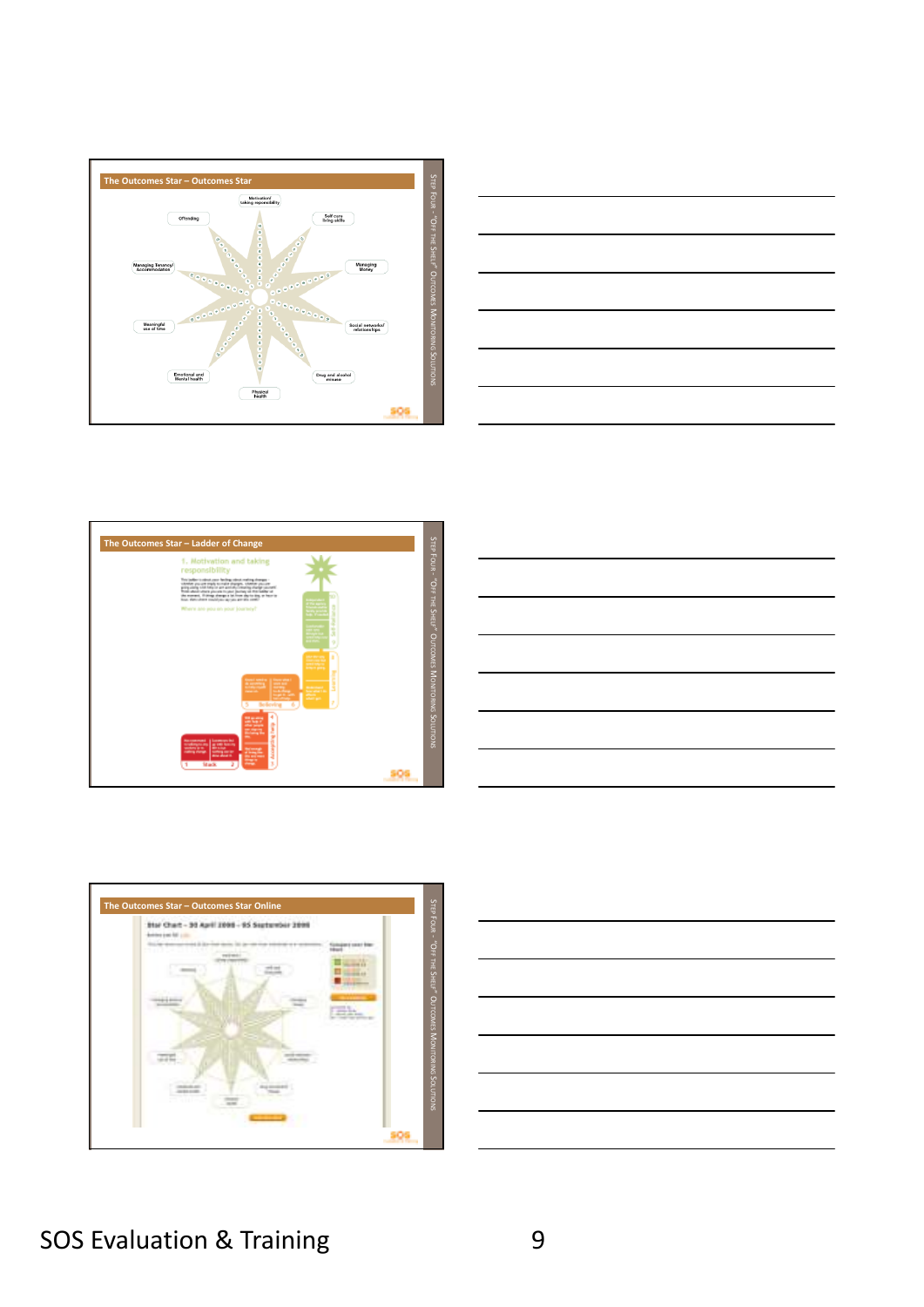## The Outcomes Star – Outcomes Star

Motivation/ taking responsibility

Self care living skills

Managing Money

Social networks/ relationships

Drug and alcohol misuse

Physical health

Emotional and Mental health

Meaningful use of time

Managing Tenancy/ Accommodation

Offending

STEP FOUR – "OFF THE SHELF" OUTCOMES MONITORING SOLUTIONS

## The Outcomes Star – Ladder of Change

1. Motivation and taking responsibility

Where are you on your journey?

STEP FOUR – "OFF THE SHELF" OUTCOMES MONITORING SOLUTIONS

## The Outcomes Star – Outcomes Star Online

STEP FOUR – "OFF THE SHELF" OUTCOMES MONITORING SOLUTIONS

SOS Evaluation & Training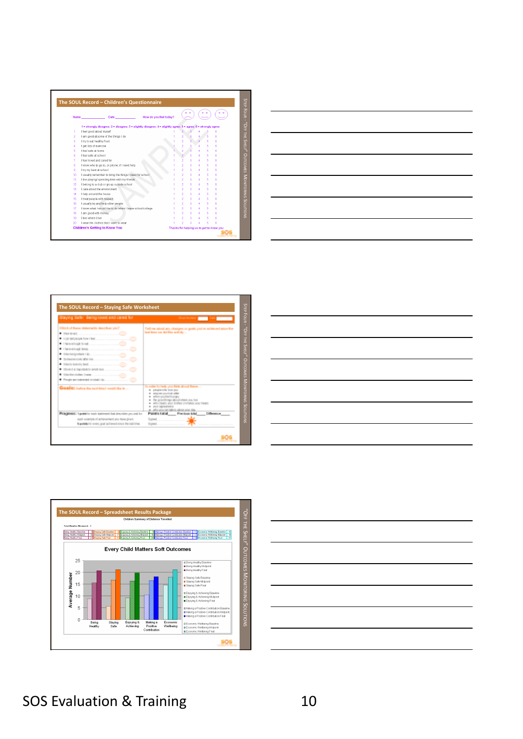## The SOUL Record – Children's Questionnaire

Name ____________ Date ____________ How do you feel today?

1 = strongly disagree; 2 = disagree; 3 = slightly disagree; 4 = slightly agree; 5 = agree; 6 = strongly agree

| | | | | | | | |
|---|---|---|---|---|---|---|---|
| 1 | I feel good about myself | 1 | 2 | 3 | 4 | 5 | 6 |
| 2 | I am good at some of the things I do | 1 | 2 | 3 | 4 | 5 | 6 |
| 3 | I try to eat healthy food | 1 | 2 | 3 | 4 | 5 | 6 |
| 4 | I get lots of exercise | 1 | 2 | 3 | 4 | 5 | 6 |
| 5 | I feel safe at home | 1 | 2 | 3 | 4 | 5 | 6 |
| 6 | I feel safe at school | 1 | 2 | 3 | 4 | 5 | 6 |
| 7 | I feel loved and cared for | 1 | 2 | 3 | 4 | 5 | 6 |
| 8 | I know who to go to, or phone, if I need help | 1 | 2 | 3 | 4 | 5 | 6 |
| 9 | I try my best at school | 1 | 2 | 3 | 4 | 5 | 6 |
| 10 | I usually remember to bring the things I need for school | 1 | 2 | 3 | 4 | 5 | 6 |
| 11 | I like playing/spending time with my friends | 1 | 2 | 3 | 4 | 5 | 6 |
| 12 | I belong to a club or group outside school | 1 | 2 | 3 | 4 | 5 | 6 |
| 13 | I care about the environment | 1 | 2 | 3 | 4 | 5 | 6 |
| 14 | I help around the house | 1 | 2 | 3 | 4 | 5 | 6 |
| 15 | I treat people with respect | 1 | 2 | 3 | 4 | 5 | 6 |
| 16 | I usually try and help other people | 1 | 2 | 3 | 4 | 5 | 6 |
| 17 | I know what I would like to do when I leave school/college | 1 | 2 | 3 | 4 | 5 | 6 |
| 18 | I am good with money | 1 | 2 | 3 | 4 | 5 | 6 |
| 19 | I like where I live | 1 | 2 | 3 | 4 | 5 | 6 |
| 20 | I wear the clothes that I want to wear | 1 | 2 | 3 | 4 | 5 | 6 |

Children's Getting to Know You — *Thanks for helping us to get to know you*

Step Four - "Off the Shelf" Outcomes Monitoring Solutions

## The SOUL Record – Staying Safe Worksheet

Staying Safe: Being loved and cared for

Goals: before the next time I would like to...

Progress:

Points total ___ Previous total ___ Difference ___

Signed
Signed

Step Four - "Off the Shelf" Outcomes Monitoring Solutions

## The SOUL Record – Spreadsheet Results Package

Children Summary of Distance Travelled

**Every Child Matters Soft Outcomes**

Average Number

Being Healthy; Staying Safe; Enjoying & Achieving; Making a Positive Contribution; Economic Wellbeing

"Off the Shelf" Outcomes Monitoring Solutions

SOS Evaluation & Training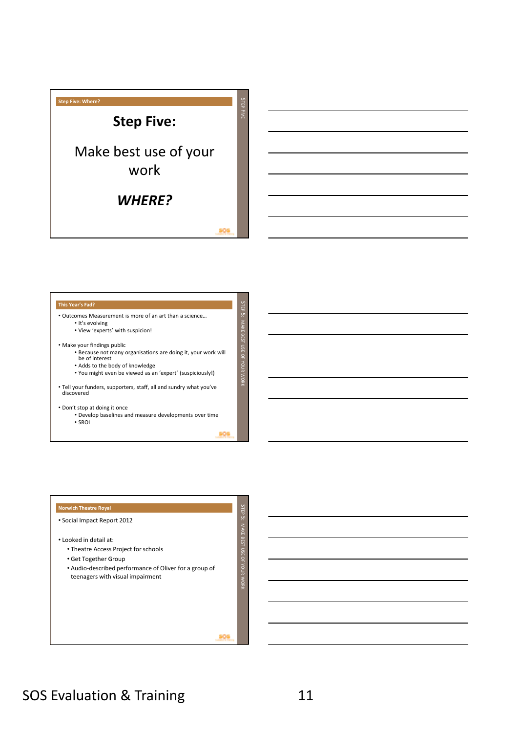## Step Five: Where?

# Step Five:

Make best use of your work

***WHERE?***

## This Year's Fad?

- Outcomes Measurement is more of an art than a science…
  - It's evolving
  - View 'experts' with suspicion!
- Make your findings public
  - Because not many organisations are doing it, your work will be of interest
  - Adds to the body of knowledge
  - You might even be viewed as an 'expert' (suspiciously!)
- Tell your funders, supporters, staff, all and sundry what you've discovered
- Don't stop at doing it once
  - Develop baselines and measure developments over time
  - SROI

## Norwich Theatre Royal

- Social Impact Report 2012
- Looked in detail at:
  - Theatre Access Project for schools
  - Get Together Group
  - Audio-described performance of Oliver for a group of teenagers with visual impairment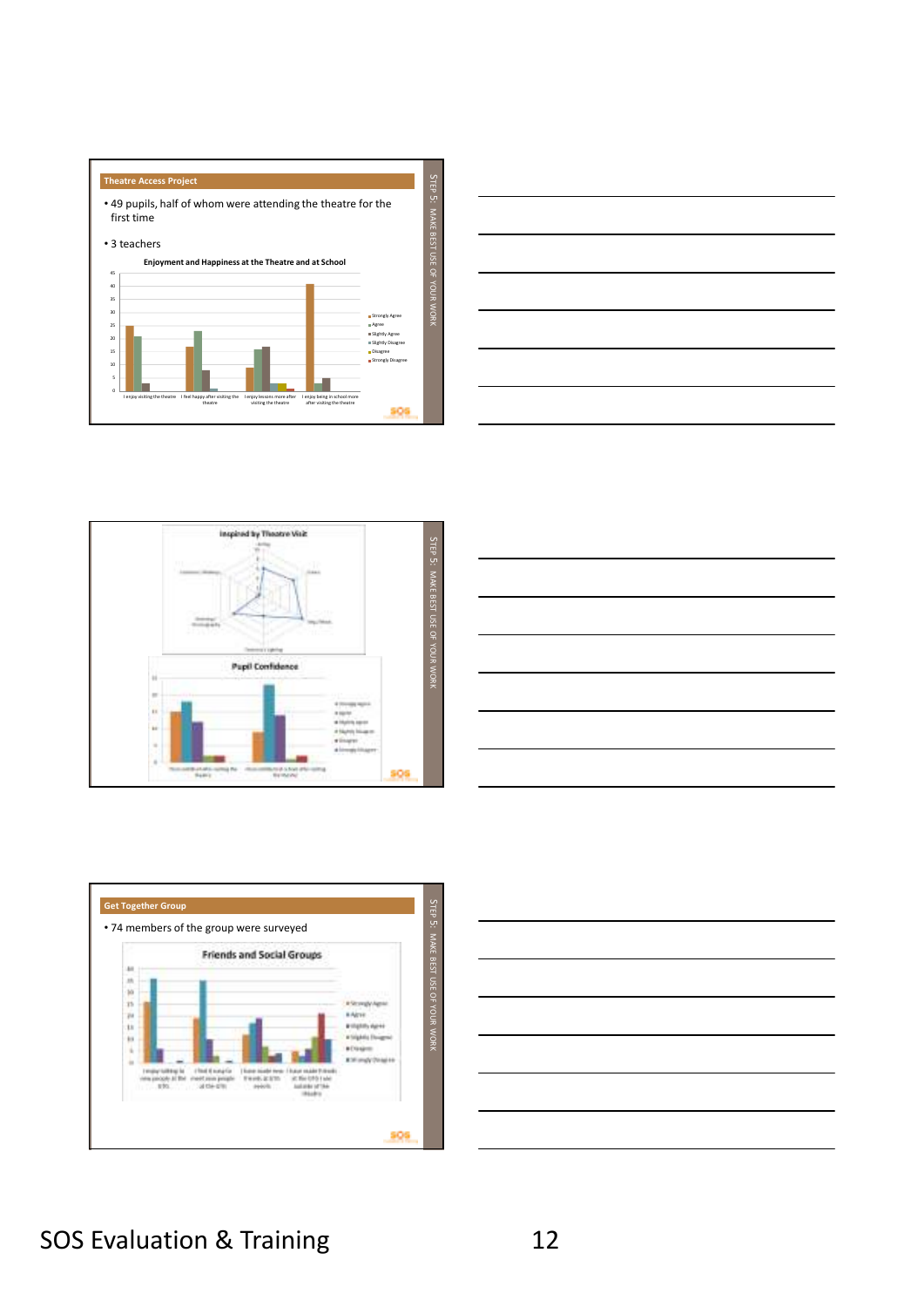## Theatre Access Project

- 49 pupils, half of whom were attending the theatre for the first time
- 3 teachers

**Enjoyment and Happiness at the Theatre and at School**

STEP 5: MAKE BEST USE OF YOUR WORK

---

**Inspired by Theatre Visit**

**Pupil Confidence**

STEP 5: MAKE BEST USE OF YOUR WORK

---

## Get Together Group

- 74 members of the group were surveyed

**Friends and Social Groups**

STEP 5: MAKE BEST USE OF YOUR WORK

SOS Evaluation & Training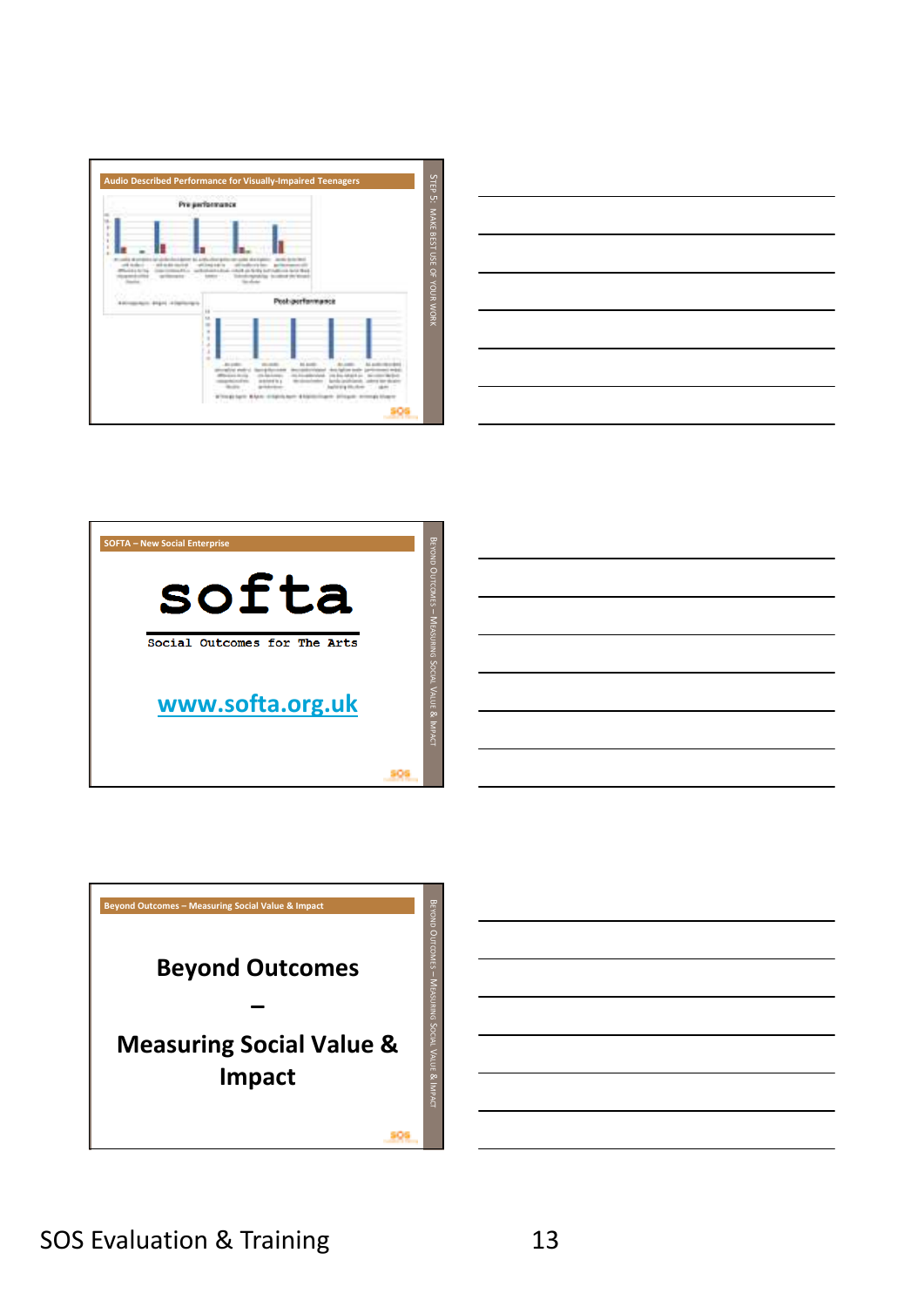## Audio Described Performance for Visually-Impaired Teenagers

STEP 5: MAKE BEST USE OF YOUR WORK

Pre-performance

Post-performance

## SOFTA – New Social Enterprise

softa

Social Outcomes for The Arts

www.softa.org.uk

BEYOND OUTCOMES – MEASURING SOCIAL VALUE & IMPACT

## Beyond Outcomes – Measuring Social Value & Impact

**Beyond Outcomes**

**–**

**Measuring Social Value & Impact**

BEYOND OUTCOMES – MEASURING SOCIAL VALUE & IMPACT

SOS Evaluation & Training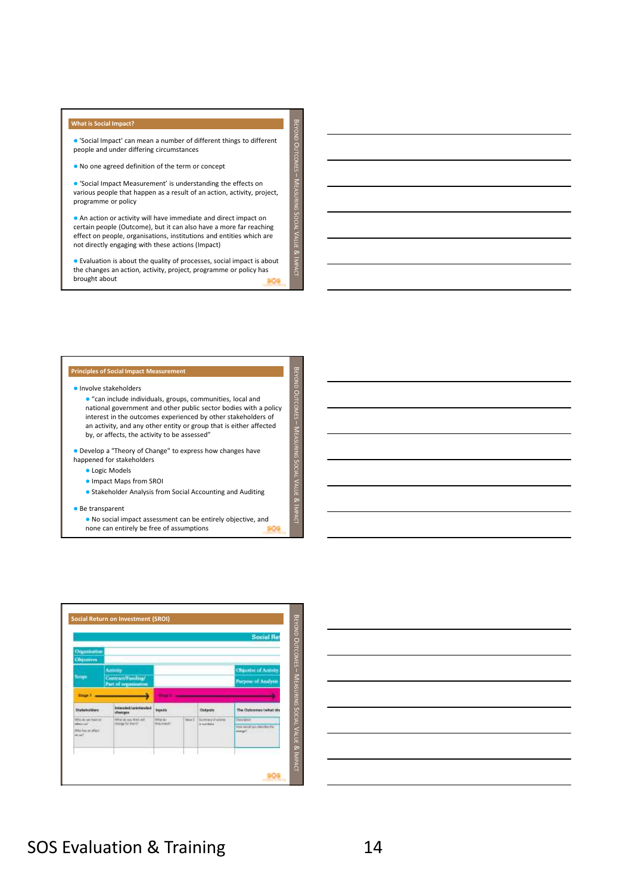## What is Social Impact?

- 'Social Impact' can mean a number of different things to different people and under differing circumstances
- No one agreed definition of the term or concept
- 'Social Impact Measurement' is understanding the effects on various people that happen as a result of an action, activity, project, programme or policy
- An action or activity will have immediate and direct impact on certain people (Outcome), but it can also have a more far reaching effect on people, organisations, institutions and entities which are not directly engaging with these actions (Impact)
- Evaluation is about the quality of processes, social impact is about the changes an action, activity, project, programme or policy has brought about

## Principles of Social Impact Measurement

- Involve stakeholders
  - "can include individuals, groups, communities, local and national government and other public sector bodies with a policy interest in the outcomes experienced by other stakeholders of an activity, and any other entity or group that is either affected by, or affects, the activity to be assessed"
- Develop a "Theory of Change" to express how changes have happened for stakeholders
  - Logic Models
  - Impact Maps from SROI
  - Stakeholder Analysis from Social Accounting and Auditing
- Be transparent
  - No social impact assessment can be entirely objective, and none can entirely be free of assumptions

## Social Return on Investment (SROI)

SOS Evaluation & Training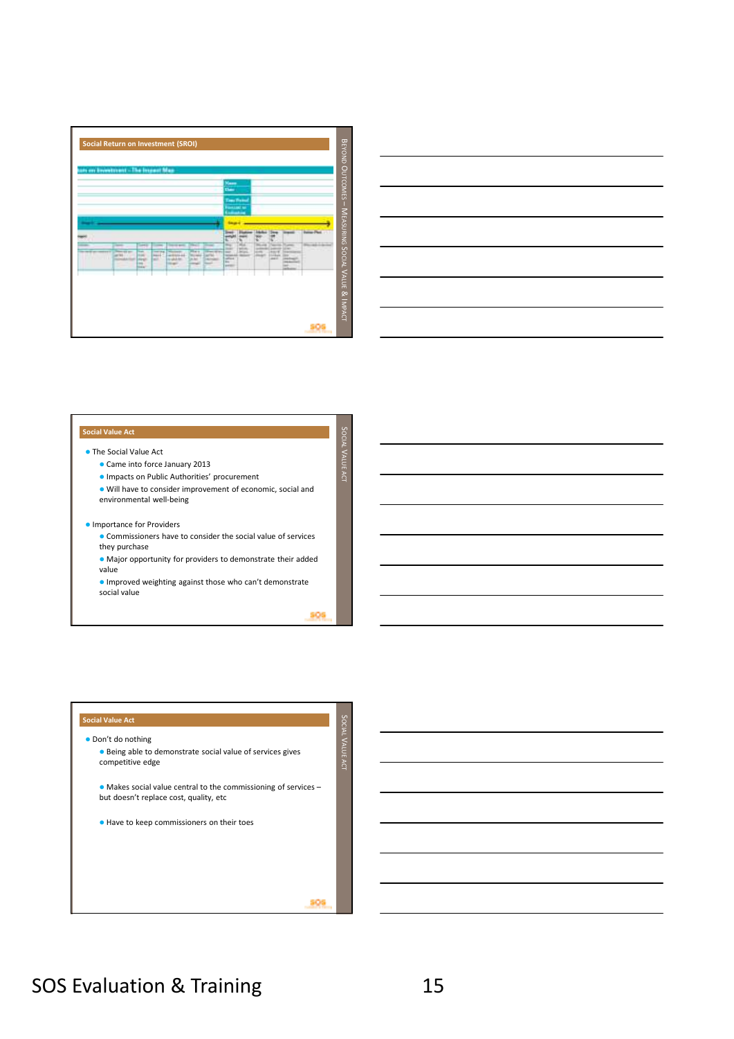## Social Return on Investment (SROI)

turn on Investment – The Impact Map

BEYOND OUTCOMES – MEASURING SOCIAL VALUE & IMPACT

## Social Value Act

- The Social Value Act
  - Came into force January 2013
  - Impacts on Public Authorities' procurement
  - Will have to consider improvement of economic, social and environmental well-being
- Importance for Providers
  - Commissioners have to consider the social value of services they purchase
  - Major opportunity for providers to demonstrate their added value
  - Improved weighting against those who can't demonstrate social value

SOCIAL VALUE ACT

## Social Value Act

- Don't do nothing
  - Being able to demonstrate social value of services gives competitive edge
  - Makes social value central to the commissioning of services – but doesn't replace cost, quality, etc
  - Have to keep commissioners on their toes

SOCIAL VALUE ACT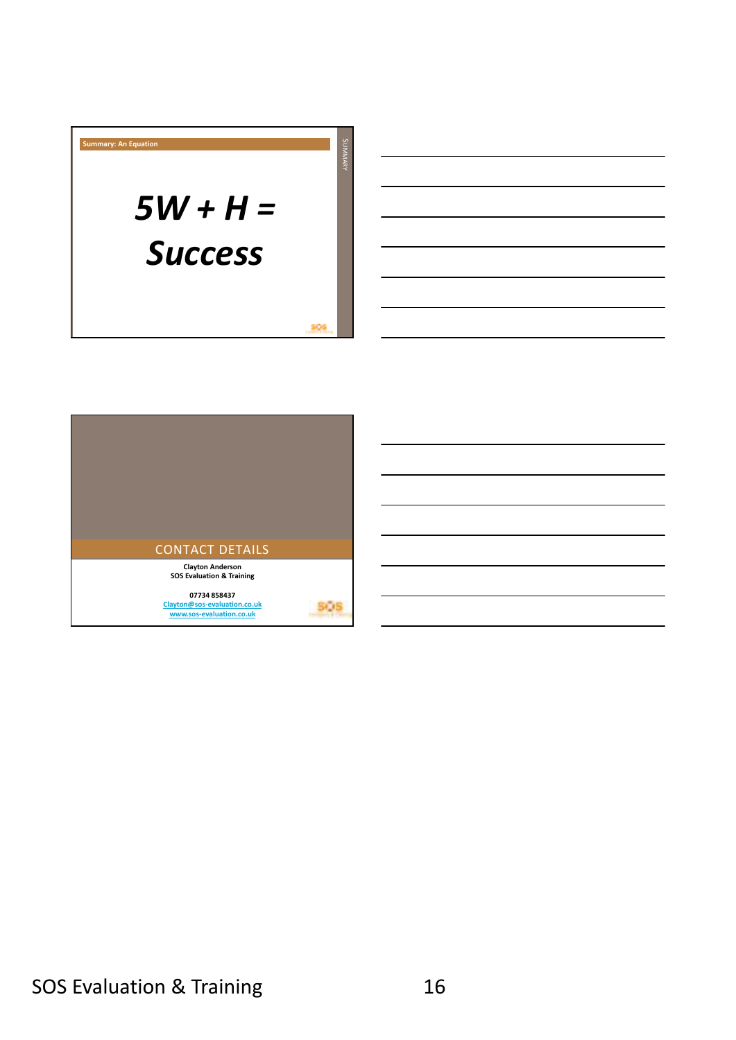Summary: An Equation

SUMMARY

***5W + H = Success***

## CONTACT DETAILS

**Clayton Anderson**
**SOS Evaluation & Training**

**07734 858437**
[Clayton@sos-evaluation.co.uk](mailto:Clayton@sos-evaluation.co.uk)
[www.sos-evaluation.co.uk](http://www.sos-evaluation.co.uk)